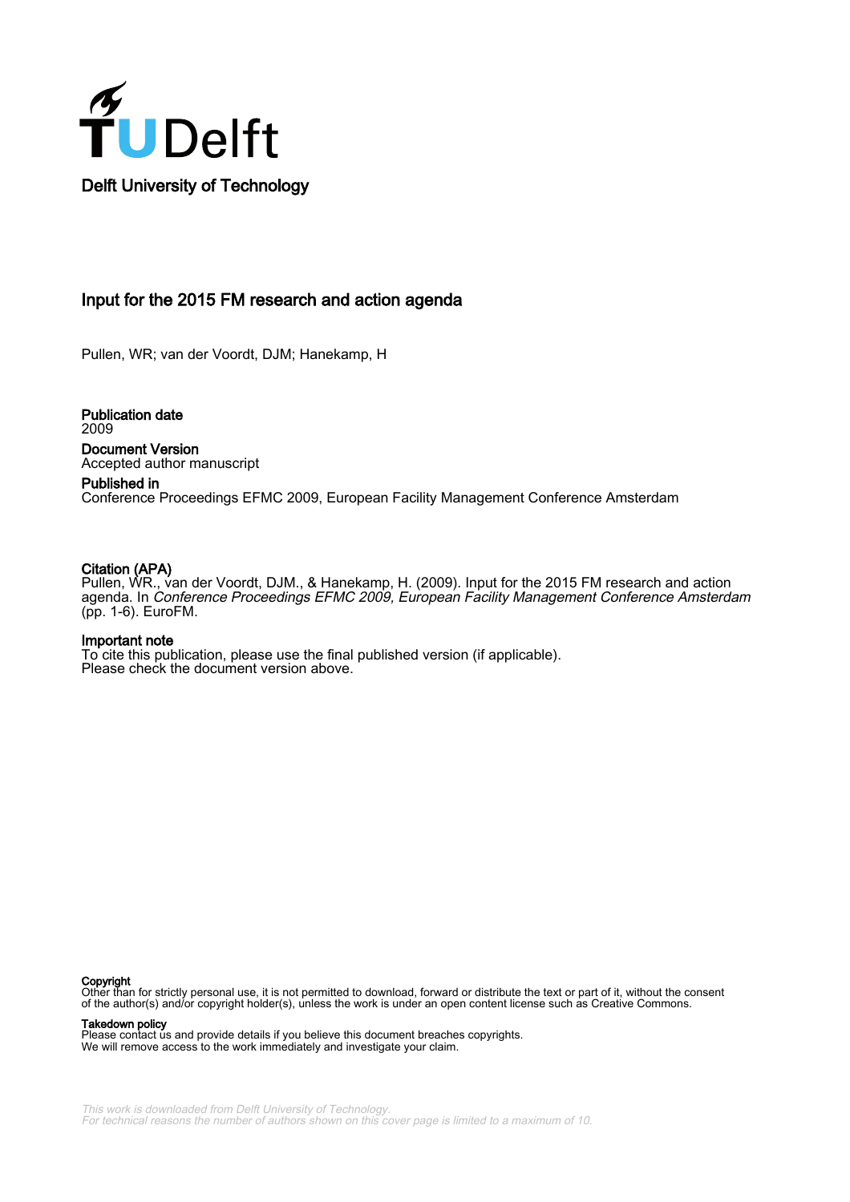Delft University of Technology

# Input for the 2015 FM research and action agenda

Pullen, WR; van der Voordt, DJM; Hanekamp, H

**Publication date**
2009

**Document Version**
Accepted author manuscript

**Published in**
Conference Proceedings EFMC 2009, European Facility Management Conference Amsterdam

**Citation (APA)**
Pullen, WR., van der Voordt, DJM., & Hanekamp, H. (2009). Input for the 2015 FM research and action agenda. In *Conference Proceedings EFMC 2009, European Facility Management Conference Amsterdam* (pp. 1-6). EuroFM.

**Important note**
To cite this publication, please use the final published version (if applicable).
Please check the document version above.

**Copyright**
Other than for strictly personal use, it is not permitted to download, forward or distribute the text or part of it, without the consent of the author(s) and/or copyright holder(s), unless the work is under an open content license such as Creative Commons.

**Takedown policy**
Please contact us and provide details if you believe this document breaches copyrights.
We will remove access to the work immediately and investigate your claim.

*This work is downloaded from Delft University of Technology.*
*For technical reasons the number of authors shown on this cover page is limited to a maximum of 10.*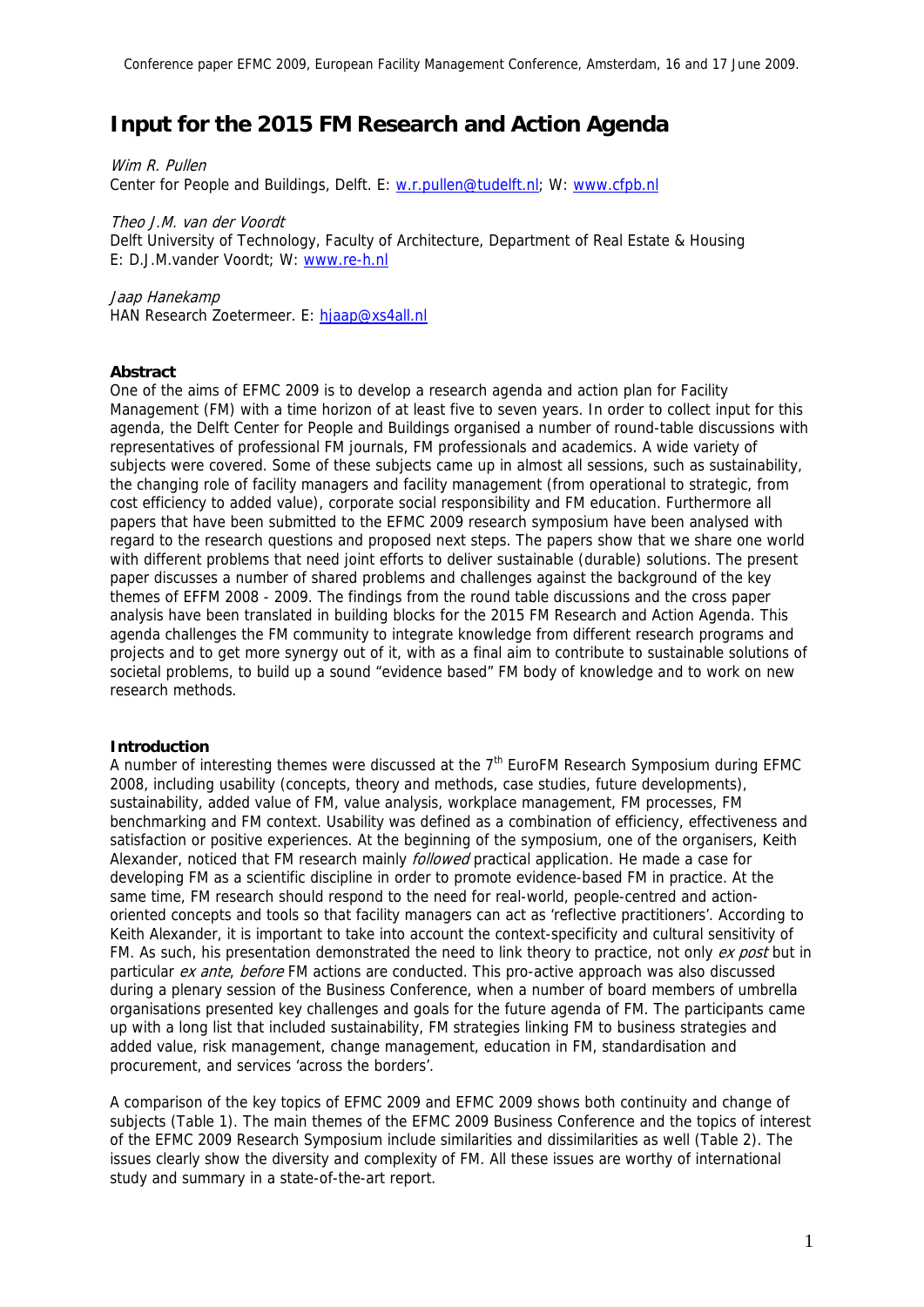# Input for the 2015 FM Research and Action Agenda

*Wim R. Pullen*
Center for People and Buildings, Delft. E: w.r.pullen@tudelft.nl; W: www.cfpb.nl

*Theo J.M. van der Voordt*
Delft University of Technology, Faculty of Architecture, Department of Real Estate & Housing
E: D.J.M.vander Voordt; W: www.re-h.nl

*Jaap Hanekamp*
HAN Research Zoetermeer. E: hjaap@xs4all.nl

**Abstract**
One of the aims of EFMC 2009 is to develop a research agenda and action plan for Facility Management (FM) with a time horizon of at least five to seven years. In order to collect input for this agenda, the Delft Center for People and Buildings organised a number of round-table discussions with representatives of professional FM journals, FM professionals and academics. A wide variety of subjects were covered. Some of these subjects came up in almost all sessions, such as sustainability, the changing role of facility managers and facility management (from operational to strategic, from cost efficiency to added value), corporate social responsibility and FM education. Furthermore all papers that have been submitted to the EFMC 2009 research symposium have been analysed with regard to the research questions and proposed next steps. The papers show that we share one world with different problems that need joint efforts to deliver sustainable (durable) solutions. The present paper discusses a number of shared problems and challenges against the background of the key themes of EFFM 2008 - 2009. The findings from the round table discussions and the cross paper analysis have been translated in building blocks for the 2015 FM Research and Action Agenda. This agenda challenges the FM community to integrate knowledge from different research programs and projects and to get more synergy out of it, with as a final aim to contribute to sustainable solutions of societal problems, to build up a sound "evidence based" FM body of knowledge and to work on new research methods.

**Introduction**
A number of interesting themes were discussed at the 7th EuroFM Research Symposium during EFMC 2008, including usability (concepts, theory and methods, case studies, future developments), sustainability, added value of FM, value analysis, workplace management, FM processes, FM benchmarking and FM context. Usability was defined as a combination of efficiency, effectiveness and satisfaction or positive experiences. At the beginning of the symposium, one of the organisers, Keith Alexander, noticed that FM research mainly *followed* practical application. He made a case for developing FM as a scientific discipline in order to promote evidence-based FM in practice. At the same time, FM research should respond to the need for real-world, people-centred and action-oriented concepts and tools so that facility managers can act as 'reflective practitioners'. According to Keith Alexander, it is important to take into account the context-specificity and cultural sensitivity of FM. As such, his presentation demonstrated the need to link theory to practice, not only *ex post* but in particular *ex ante*, *before* FM actions are conducted. This pro-active approach was also discussed during a plenary session of the Business Conference, when a number of board members of umbrella organisations presented key challenges and goals for the future agenda of FM. The participants came up with a long list that included sustainability, FM strategies linking FM to business strategies and added value, risk management, change management, education in FM, standardisation and procurement, and services 'across the borders'.

A comparison of the key topics of EFMC 2009 and EFMC 2009 shows both continuity and change of subjects (Table 1). The main themes of the EFMC 2009 Business Conference and the topics of interest of the EFMC 2009 Research Symposium include similarities and dissimilarities as well (Table 2). The issues clearly show the diversity and complexity of FM. All these issues are worthy of international study and summary in a state-of-the-art report.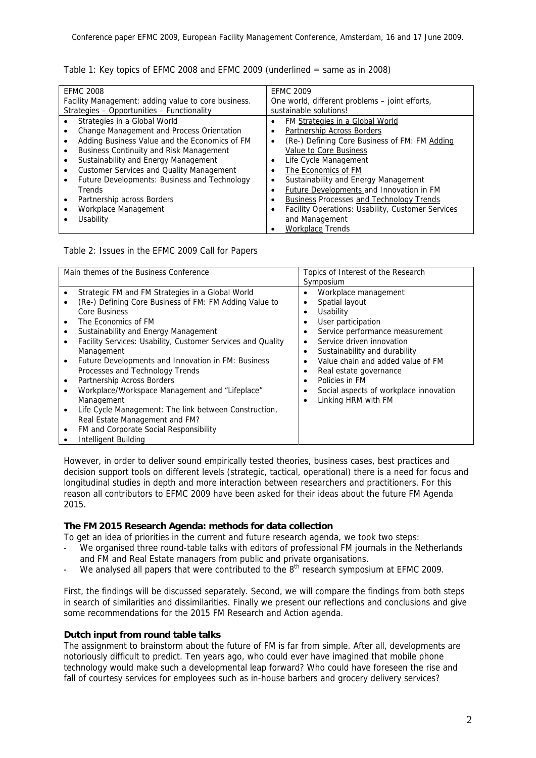Table 1: Key topics of EFMC 2008 and EFMC 2009 (underlined = same as in 2008)

| EFMC 2008<br>Facility Management: adding value to core business.<br>Strategies – Opportunities – Functionality | EFMC 2009<br>One world, different problems – joint efforts, sustainable solutions! |
|---|---|
| • Strategies in a Global World<br>• Change Management and Process Orientation<br>• Adding Business Value and the Economics of FM<br>• Business Continuity and Risk Management<br>• Sustainability and Energy Management<br>• Customer Services and Quality Management<br>• Future Developments: Business and Technology Trends<br>• Partnership across Borders<br>• Workplace Management<br>• Usability | • FM <u>Strategies in a Global World</u><br>• <u>Partnership Across Borders</u><br>• (Re-) Defining Core Business of FM: FM <u>Adding Value to Core Business</u><br>• Life Cycle Management<br>• <u>The Economics of FM</u><br>• Sustainability and Energy Management<br>• <u>Future Developments</u> and Innovation in FM<br>• <u>Business</u> Processes <u>and Technology Trends</u><br>• Facility Operations: <u>Usability</u>, Customer Services and Management<br>• <u>Workplace</u> Trends |

Table 2: Issues in the EFMC 2009 Call for Papers

| Main themes of the Business Conference | Topics of Interest of the Research Symposium |
|---|---|
| • Strategic FM and FM Strategies in a Global World<br>• (Re-) Defining Core Business of FM: FM Adding Value to Core Business<br>• The Economics of FM<br>• Sustainability and Energy Management<br>• Facility Services: Usability, Customer Services and Quality Management<br>• Future Developments and Innovation in FM: Business Processes and Technology Trends<br>• Partnership Across Borders<br>• Workplace/Workspace Management and "Lifeplace" Management<br>• Life Cycle Management: The link between Construction, Real Estate Management and FM?<br>• FM and Corporate Social Responsibility<br>• Intelligent Building | • Workplace management<br>• Spatial layout<br>• Usability<br>• User participation<br>• Service performance measurement<br>• Service driven innovation<br>• Sustainability and durability<br>• Value chain and added value of FM<br>• Real estate governance<br>• Policies in FM<br>• Social aspects of workplace innovation<br>• Linking HRM with FM |

However, in order to deliver sound empirically tested theories, business cases, best practices and decision support tools on different levels (strategic, tactical, operational) there is a need for focus and longitudinal studies in depth and more interaction between researchers and practitioners. For this reason all contributors to EFMC 2009 have been asked for their ideas about the future FM Agenda 2015.

**The FM 2015 Research Agenda: methods for data collection**

To get an idea of priorities in the current and future research agenda, we took two steps:

- We organised three round-table talks with editors of professional FM journals in the Netherlands and FM and Real Estate managers from public and private organisations.
- We analysed all papers that were contributed to the 8th research symposium at EFMC 2009.

First, the findings will be discussed separately. Second, we will compare the findings from both steps in search of similarities and dissimilarities. Finally we present our reflections and conclusions and give some recommendations for the 2015 FM Research and Action agenda.

**Dutch input from round table talks**

The assignment to brainstorm about the future of FM is far from simple. After all, developments are notoriously difficult to predict. Ten years ago, who could ever have imagined that mobile phone technology would make such a developmental leap forward? Who could have foreseen the rise and fall of courtesy services for employees such as in-house barbers and grocery delivery services?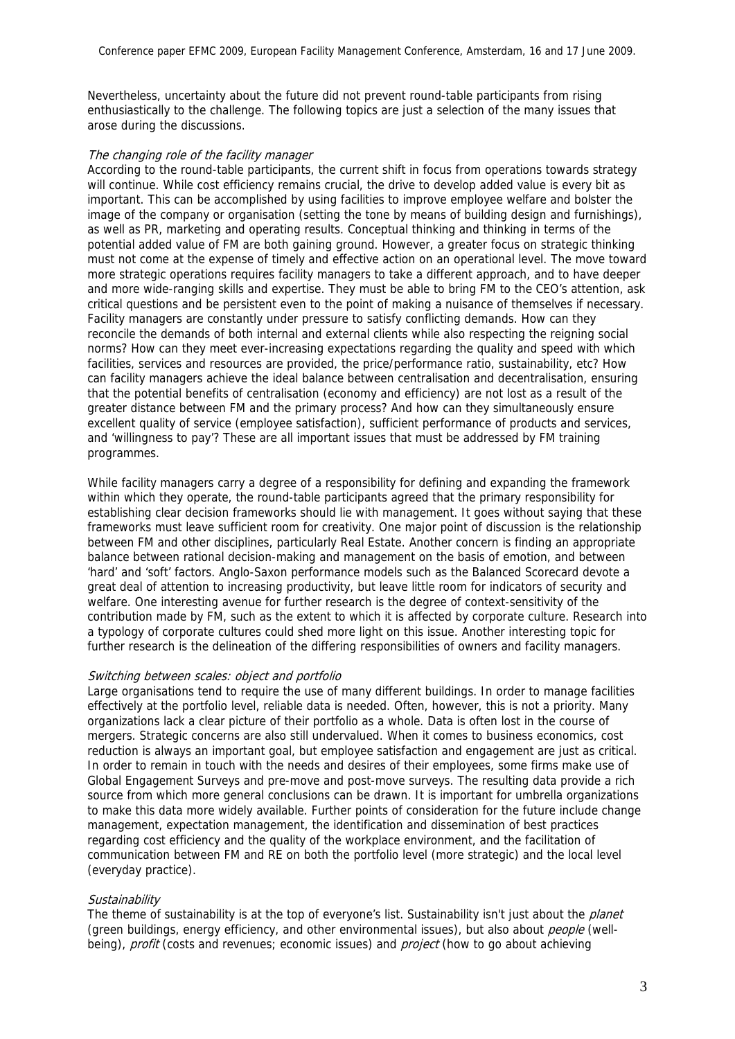Nevertheless, uncertainty about the future did not prevent round-table participants from rising enthusiastically to the challenge. The following topics are just a selection of the many issues that arose during the discussions.

*The changing role of the facility manager*

According to the round-table participants, the current shift in focus from operations towards strategy will continue. While cost efficiency remains crucial, the drive to develop added value is every bit as important. This can be accomplished by using facilities to improve employee welfare and bolster the image of the company or organisation (setting the tone by means of building design and furnishings), as well as PR, marketing and operating results. Conceptual thinking and thinking in terms of the potential added value of FM are both gaining ground. However, a greater focus on strategic thinking must not come at the expense of timely and effective action on an operational level. The move toward more strategic operations requires facility managers to take a different approach, and to have deeper and more wide-ranging skills and expertise. They must be able to bring FM to the CEO's attention, ask critical questions and be persistent even to the point of making a nuisance of themselves if necessary. Facility managers are constantly under pressure to satisfy conflicting demands. How can they reconcile the demands of both internal and external clients while also respecting the reigning social norms? How can they meet ever-increasing expectations regarding the quality and speed with which facilities, services and resources are provided, the price/performance ratio, sustainability, etc? How can facility managers achieve the ideal balance between centralisation and decentralisation, ensuring that the potential benefits of centralisation (economy and efficiency) are not lost as a result of the greater distance between FM and the primary process? And how can they simultaneously ensure excellent quality of service (employee satisfaction), sufficient performance of products and services, and 'willingness to pay'? These are all important issues that must be addressed by FM training programmes.

While facility managers carry a degree of a responsibility for defining and expanding the framework within which they operate, the round-table participants agreed that the primary responsibility for establishing clear decision frameworks should lie with management. It goes without saying that these frameworks must leave sufficient room for creativity. One major point of discussion is the relationship between FM and other disciplines, particularly Real Estate. Another concern is finding an appropriate balance between rational decision-making and management on the basis of emotion, and between 'hard' and 'soft' factors. Anglo-Saxon performance models such as the Balanced Scorecard devote a great deal of attention to increasing productivity, but leave little room for indicators of security and welfare. One interesting avenue for further research is the degree of context-sensitivity of the contribution made by FM, such as the extent to which it is affected by corporate culture. Research into a typology of corporate cultures could shed more light on this issue. Another interesting topic for further research is the delineation of the differing responsibilities of owners and facility managers.

*Switching between scales: object and portfolio*

Large organisations tend to require the use of many different buildings. In order to manage facilities effectively at the portfolio level, reliable data is needed. Often, however, this is not a priority. Many organizations lack a clear picture of their portfolio as a whole. Data is often lost in the course of mergers. Strategic concerns are also still undervalued. When it comes to business economics, cost reduction is always an important goal, but employee satisfaction and engagement are just as critical. In order to remain in touch with the needs and desires of their employees, some firms make use of Global Engagement Surveys and pre-move and post-move surveys. The resulting data provide a rich source from which more general conclusions can be drawn. It is important for umbrella organizations to make this data more widely available. Further points of consideration for the future include change management, expectation management, the identification and dissemination of best practices regarding cost efficiency and the quality of the workplace environment, and the facilitation of communication between FM and RE on both the portfolio level (more strategic) and the local level (everyday practice).

*Sustainability*

The theme of sustainability is at the top of everyone's list. Sustainability isn't just about the *planet* (green buildings, energy efficiency, and other environmental issues), but also about *people* (well-being), *profit* (costs and revenues; economic issues) and *project* (how to go about achieving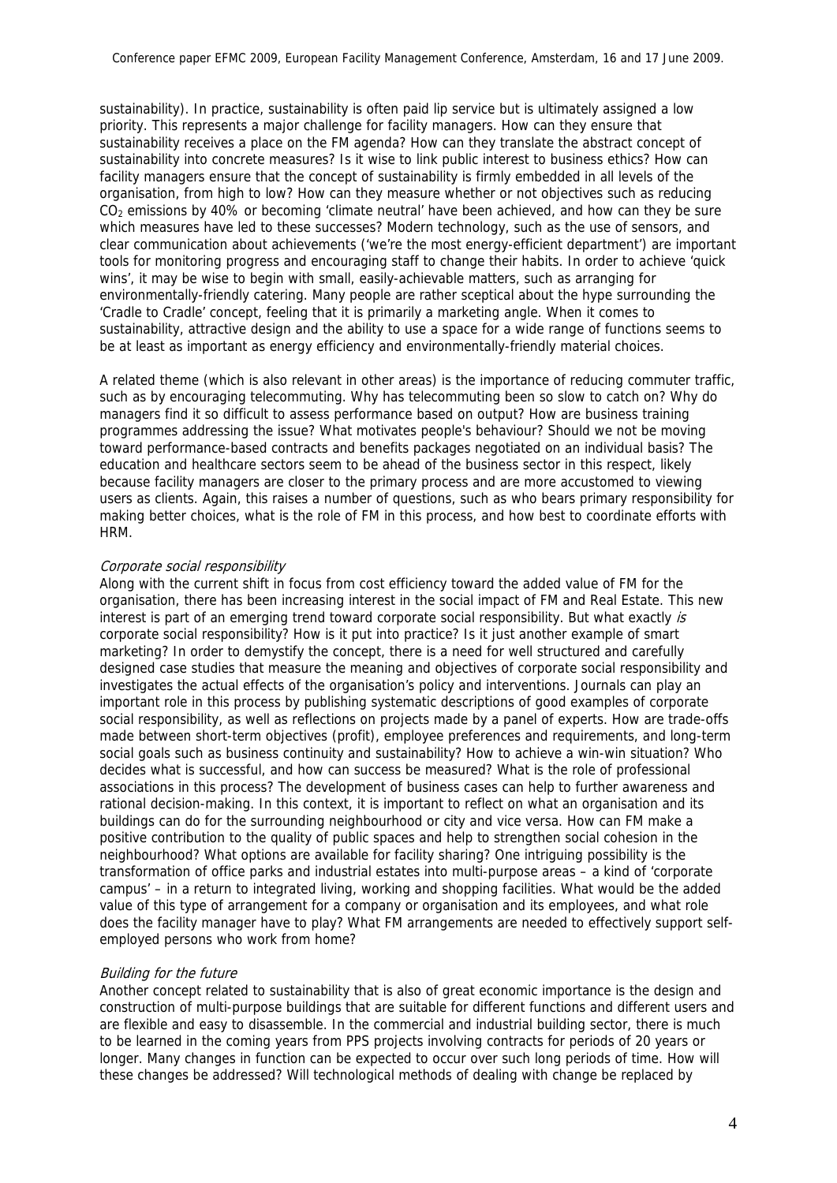sustainability). In practice, sustainability is often paid lip service but is ultimately assigned a low priority. This represents a major challenge for facility managers. How can they ensure that sustainability receives a place on the FM agenda? How can they translate the abstract concept of sustainability into concrete measures? Is it wise to link public interest to business ethics? How can facility managers ensure that the concept of sustainability is firmly embedded in all levels of the organisation, from high to low? How can they measure whether or not objectives such as reducing $CO_2$ emissions by 40% or becoming 'climate neutral' have been achieved, and how can they be sure which measures have led to these successes? Modern technology, such as the use of sensors, and clear communication about achievements ('we're the most energy-efficient department') are important tools for monitoring progress and encouraging staff to change their habits. In order to achieve 'quick wins', it may be wise to begin with small, easily-achievable matters, such as arranging for environmentally-friendly catering. Many people are rather sceptical about the hype surrounding the 'Cradle to Cradle' concept, feeling that it is primarily a marketing angle. When it comes to sustainability, attractive design and the ability to use a space for a wide range of functions seems to be at least as important as energy efficiency and environmentally-friendly material choices.

A related theme (which is also relevant in other areas) is the importance of reducing commuter traffic, such as by encouraging telecommuting. Why has telecommuting been so slow to catch on? Why do managers find it so difficult to assess performance based on output? How are business training programmes addressing the issue? What motivates people's behaviour? Should we not be moving toward performance-based contracts and benefits packages negotiated on an individual basis? The education and healthcare sectors seem to be ahead of the business sector in this respect, likely because facility managers are closer to the primary process and are more accustomed to viewing users as clients. Again, this raises a number of questions, such as who bears primary responsibility for making better choices, what is the role of FM in this process, and how best to coordinate efforts with HRM.

*Corporate social responsibility*

Along with the current shift in focus from cost efficiency toward the added value of FM for the organisation, there has been increasing interest in the social impact of FM and Real Estate. This new interest is part of an emerging trend toward corporate social responsibility. But what exactly *is* corporate social responsibility? How is it put into practice? Is it just another example of smart marketing? In order to demystify the concept, there is a need for well structured and carefully designed case studies that measure the meaning and objectives of corporate social responsibility and investigates the actual effects of the organisation's policy and interventions. Journals can play an important role in this process by publishing systematic descriptions of good examples of corporate social responsibility, as well as reflections on projects made by a panel of experts. How are trade-offs made between short-term objectives (profit), employee preferences and requirements, and long-term social goals such as business continuity and sustainability? How to achieve a win-win situation? Who decides what is successful, and how can success be measured? What is the role of professional associations in this process? The development of business cases can help to further awareness and rational decision-making. In this context, it is important to reflect on what an organisation and its buildings can do for the surrounding neighbourhood or city and vice versa. How can FM make a positive contribution to the quality of public spaces and help to strengthen social cohesion in the neighbourhood? What options are available for facility sharing? One intriguing possibility is the transformation of office parks and industrial estates into multi-purpose areas – a kind of 'corporate campus' – in a return to integrated living, working and shopping facilities. What would be the added value of this type of arrangement for a company or organisation and its employees, and what role does the facility manager have to play? What FM arrangements are needed to effectively support self-employed persons who work from home?

*Building for the future*

Another concept related to sustainability that is also of great economic importance is the design and construction of multi-purpose buildings that are suitable for different functions and different users and are flexible and easy to disassemble. In the commercial and industrial building sector, there is much to be learned in the coming years from PPS projects involving contracts for periods of 20 years or longer. Many changes in function can be expected to occur over such long periods of time. How will these changes be addressed? Will technological methods of dealing with change be replaced by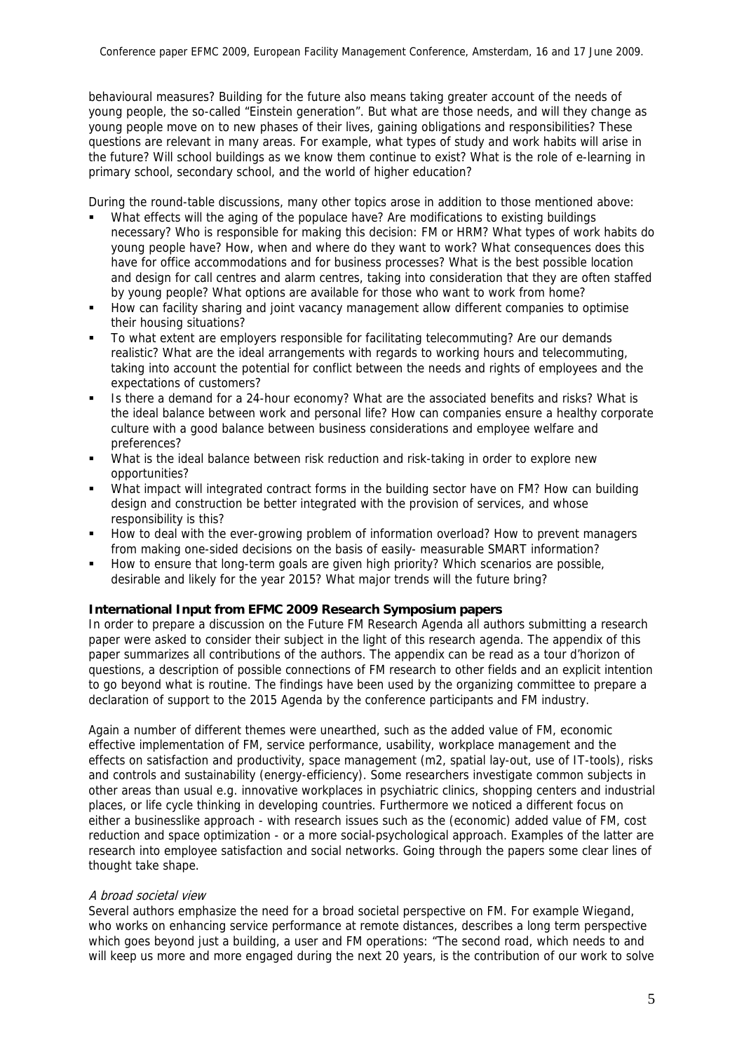behavioural measures? Building for the future also means taking greater account of the needs of young people, the so-called "Einstein generation". But what are those needs, and will they change as young people move on to new phases of their lives, gaining obligations and responsibilities? These questions are relevant in many areas. For example, what types of study and work habits will arise in the future? Will school buildings as we know them continue to exist? What is the role of e-learning in primary school, secondary school, and the world of higher education?

During the round-table discussions, many other topics arose in addition to those mentioned above:

- What effects will the aging of the populace have? Are modifications to existing buildings necessary? Who is responsible for making this decision: FM or HRM? What types of work habits do young people have? How, when and where do they want to work? What consequences does this have for office accommodations and for business processes? What is the best possible location and design for call centres and alarm centres, taking into consideration that they are often staffed by young people? What options are available for those who want to work from home?
- How can facility sharing and joint vacancy management allow different companies to optimise their housing situations?
- To what extent are employers responsible for facilitating telecommuting? Are our demands realistic? What are the ideal arrangements with regards to working hours and telecommuting, taking into account the potential for conflict between the needs and rights of employees and the expectations of customers?
- Is there a demand for a 24-hour economy? What are the associated benefits and risks? What is the ideal balance between work and personal life? How can companies ensure a healthy corporate culture with a good balance between business considerations and employee welfare and preferences?
- What is the ideal balance between risk reduction and risk-taking in order to explore new opportunities?
- What impact will integrated contract forms in the building sector have on FM? How can building design and construction be better integrated with the provision of services, and whose responsibility is this?
- How to deal with the ever-growing problem of information overload? How to prevent managers from making one-sided decisions on the basis of easily- measurable SMART information?
- How to ensure that long-term goals are given high priority? Which scenarios are possible, desirable and likely for the year 2015? What major trends will the future bring?

**International Input from EFMC 2009 Research Symposium papers**

In order to prepare a discussion on the Future FM Research Agenda all authors submitting a research paper were asked to consider their subject in the light of this research agenda. The appendix of this paper summarizes all contributions of the authors. The appendix can be read as a tour d'horizon of questions, a description of possible connections of FM research to other fields and an explicit intention to go beyond what is routine. The findings have been used by the organizing committee to prepare a declaration of support to the 2015 Agenda by the conference participants and FM industry.

Again a number of different themes were unearthed, such as the added value of FM, economic effective implementation of FM, service performance, usability, workplace management and the effects on satisfaction and productivity, space management (m2, spatial lay-out, use of IT-tools), risks and controls and sustainability (energy-efficiency). Some researchers investigate common subjects in other areas than usual e.g. innovative workplaces in psychiatric clinics, shopping centers and industrial places, or life cycle thinking in developing countries. Furthermore we noticed a different focus on either a businesslike approach - with research issues such as the (economic) added value of FM, cost reduction and space optimization - or a more social-psychological approach. Examples of the latter are research into employee satisfaction and social networks. Going through the papers some clear lines of thought take shape.

*A broad societal view*

Several authors emphasize the need for a broad societal perspective on FM. For example Wiegand, who works on enhancing service performance at remote distances, describes a long term perspective which goes beyond just a building, a user and FM operations: "The second road, which needs to and will keep us more and more engaged during the next 20 years, is the contribution of our work to solve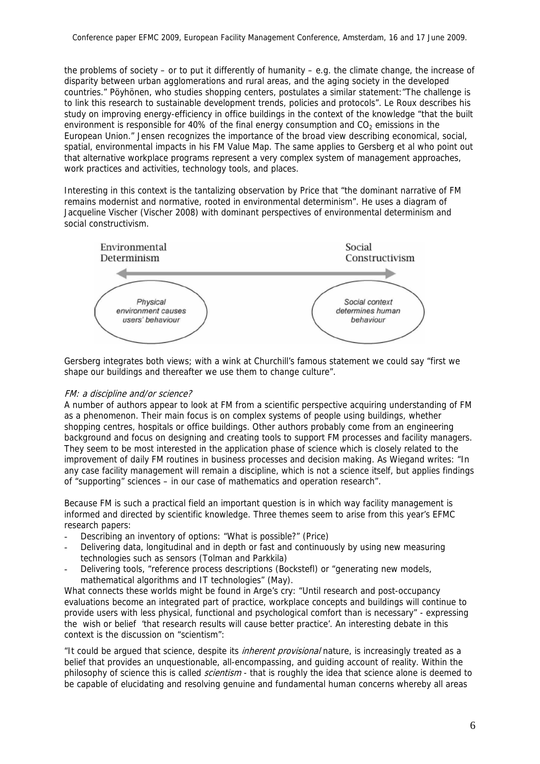the problems of society – or to put it differently of humanity – e.g. the climate change, the increase of disparity between urban agglomerations and rural areas, and the aging society in the developed countries." Pöyhönen, who studies shopping centers, postulates a similar statement:"The challenge is to link this research to sustainable development trends, policies and protocols". Le Roux describes his study on improving energy-efficiency in office buildings in the context of the knowledge "that the built environment is responsible for 40% of the final energy consumption and $CO_2$ emissions in the European Union." Jensen recognizes the importance of the broad view describing economical, social, spatial, environmental impacts in his FM Value Map. The same applies to Gersberg et al who point out that alternative workplace programs represent a very complex system of management approaches, work practices and activities, technology tools, and places.

Interesting in this context is the tantalizing observation by Price that "the dominant narrative of FM remains modernist and normative, rooted in environmental determinism". He uses a diagram of Jacqueline Vischer (Vischer 2008) with dominant perspectives of environmental determinism and social constructivism.

Environmental Determinism ⟷ Social Constructivism

*Physical environment causes users' behaviour* — *Social context determines human behaviour*

Gersberg integrates both views; with a wink at Churchill's famous statement we could say "first we shape our buildings and thereafter we use them to change culture".

*FM: a discipline and/or science?*

A number of authors appear to look at FM from a scientific perspective acquiring understanding of FM as a phenomenon. Their main focus is on complex systems of people using buildings, whether shopping centres, hospitals or office buildings. Other authors probably come from an engineering background and focus on designing and creating tools to support FM processes and facility managers. They seem to be most interested in the application phase of science which is closely related to the improvement of daily FM routines in business processes and decision making. As Wiegand writes: "In any case facility management will remain a discipline, which is not a science itself, but applies findings of "supporting" sciences – in our case of mathematics and operation research".

Because FM is such a practical field an important question is in which way facility management is informed and directed by scientific knowledge. Three themes seem to arise from this year's EFMC research papers:

- Describing an inventory of options: "What is possible?" (Price)
- Delivering data, longitudinal and in depth or fast and continuously by using new measuring technologies such as sensors (Tolman and Parkkila)
- Delivering tools, "reference process descriptions (Bockstefl) or "generating new models, mathematical algorithms and IT technologies" (May).

What connects these worlds might be found in Arge's cry: "Until research and post-occupancy evaluations become an integrated part of practice, workplace concepts and buildings will continue to provide users with less physical, functional and psychological comfort than is necessary" - expressing the wish or belief 'that research results will cause better practice'. An interesting debate in this context is the discussion on "scientism":

"It could be argued that science, despite its *inherent provisional* nature, is increasingly treated as a belief that provides an unquestionable, all-encompassing, and guiding account of reality. Within the philosophy of science this is called *scientism* - that is roughly the idea that science alone is deemed to be capable of elucidating and resolving genuine and fundamental human concerns whereby all areas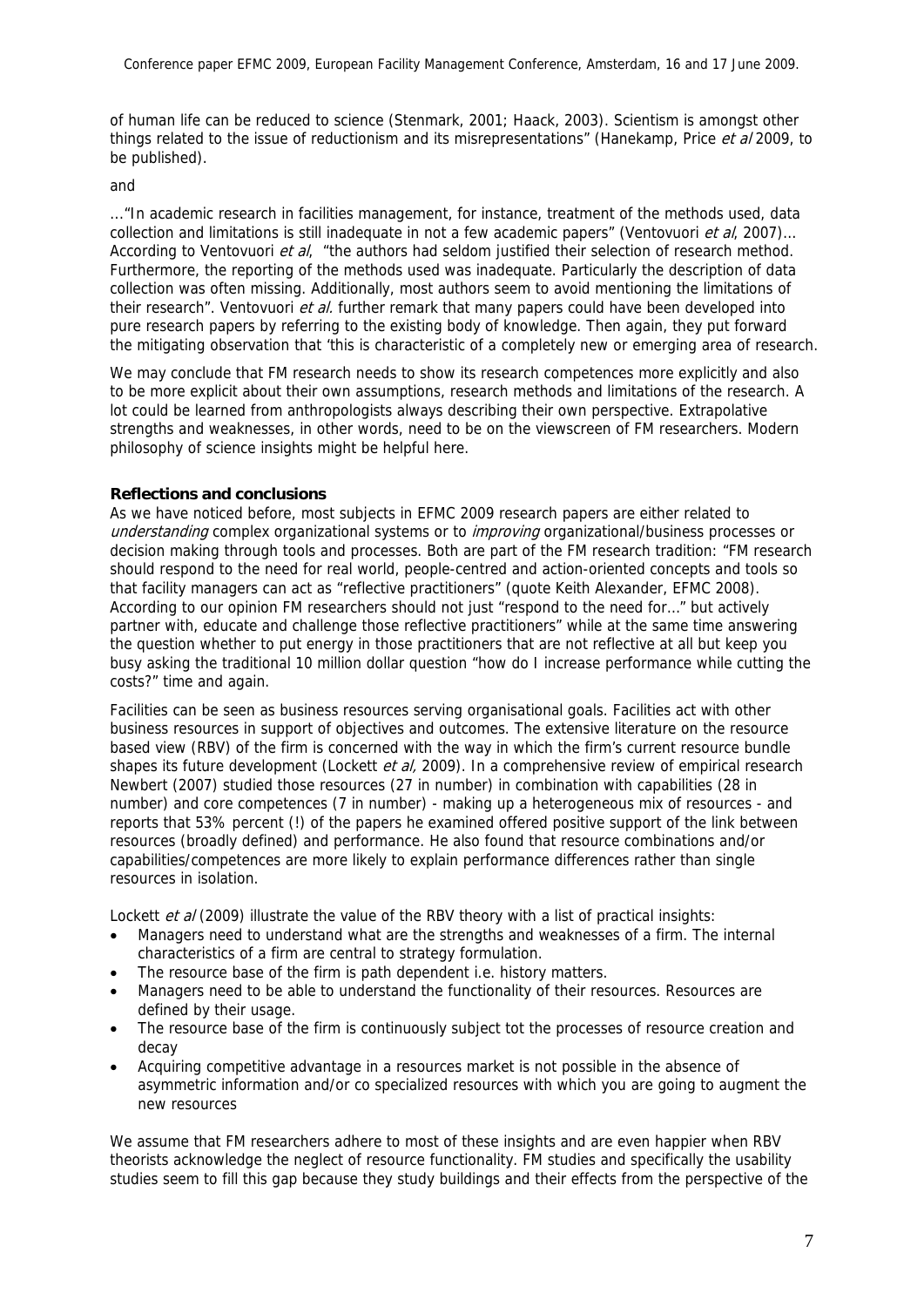of human life can be reduced to science (Stenmark, 2001; Haack, 2003). Scientism is amongst other things related to the issue of reductionism and its misrepresentations" (Hanekamp, Price *et al* 2009, to be published).

and

…"In academic research in facilities management, for instance, treatment of the methods used, data collection and limitations is still inadequate in not a few academic papers" (Ventovuori *et al*, 2007)… According to Ventovuori *et al*, "the authors had seldom justified their selection of research method. Furthermore, the reporting of the methods used was inadequate. Particularly the description of data collection was often missing. Additionally, most authors seem to avoid mentioning the limitations of their research". Ventovuori *et al.* further remark that many papers could have been developed into pure research papers by referring to the existing body of knowledge. Then again, they put forward the mitigating observation that 'this is characteristic of a completely new or emerging area of research.

We may conclude that FM research needs to show its research competences more explicitly and also to be more explicit about their own assumptions, research methods and limitations of the research. A lot could be learned from anthropologists always describing their own perspective. Extrapolative strengths and weaknesses, in other words, need to be on the viewscreen of FM researchers. Modern philosophy of science insights might be helpful here.

**Reflections and conclusions**

As we have noticed before, most subjects in EFMC 2009 research papers are either related to *understanding* complex organizational systems or to *improving* organizational/business processes or decision making through tools and processes. Both are part of the FM research tradition: "FM research should respond to the need for real world, people-centred and action-oriented concepts and tools so that facility managers can act as "reflective practitioners" (quote Keith Alexander, EFMC 2008). According to our opinion FM researchers should not just "respond to the need for…" but actively partner with, educate and challenge those reflective practitioners" while at the same time answering the question whether to put energy in those practitioners that are not reflective at all but keep you busy asking the traditional 10 million dollar question "how do I increase performance while cutting the costs?" time and again.

Facilities can be seen as business resources serving organisational goals. Facilities act with other business resources in support of objectives and outcomes. The extensive literature on the resource based view (RBV) of the firm is concerned with the way in which the firm's current resource bundle shapes its future development (Lockett *et al,* 2009). In a comprehensive review of empirical research Newbert (2007) studied those resources (27 in number) in combination with capabilities (28 in number) and core competences (7 in number) - making up a heterogeneous mix of resources - and reports that 53% percent (!) of the papers he examined offered positive support of the link between resources (broadly defined) and performance. He also found that resource combinations and/or capabilities/competences are more likely to explain performance differences rather than single resources in isolation.

Lockett *et al* (2009) illustrate the value of the RBV theory with a list of practical insights:

- Managers need to understand what are the strengths and weaknesses of a firm. The internal characteristics of a firm are central to strategy formulation.
- The resource base of the firm is path dependent i.e. history matters.
- Managers need to be able to understand the functionality of their resources. Resources are defined by their usage.
- The resource base of the firm is continuously subject tot the processes of resource creation and decay
- Acquiring competitive advantage in a resources market is not possible in the absence of asymmetric information and/or co specialized resources with which you are going to augment the new resources

We assume that FM researchers adhere to most of these insights and are even happier when RBV theorists acknowledge the neglect of resource functionality. FM studies and specifically the usability studies seem to fill this gap because they study buildings and their effects from the perspective of the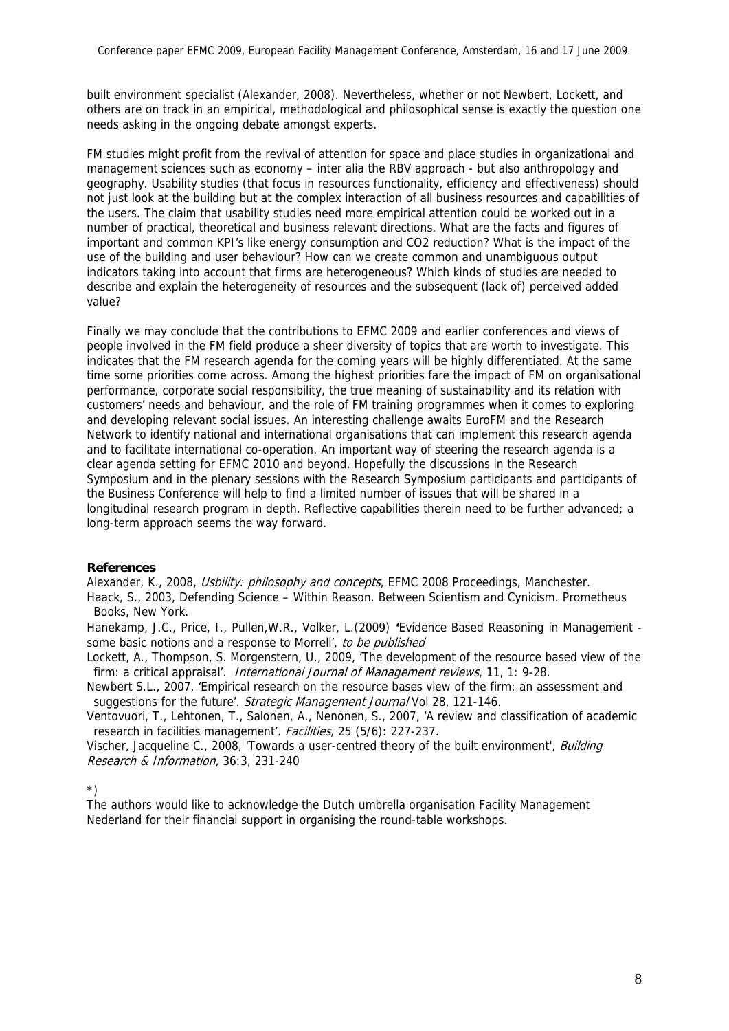built environment specialist (Alexander, 2008). Nevertheless, whether or not Newbert, Lockett, and others are on track in an empirical, methodological and philosophical sense is exactly the question one needs asking in the ongoing debate amongst experts.

FM studies might profit from the revival of attention for space and place studies in organizational and management sciences such as economy – inter alia the RBV approach - but also anthropology and geography. Usability studies (that focus in resources functionality, efficiency and effectiveness) should not just look at the building but at the complex interaction of all business resources and capabilities of the users. The claim that usability studies need more empirical attention could be worked out in a number of practical, theoretical and business relevant directions. What are the facts and figures of important and common KPI's like energy consumption and CO2 reduction? What is the impact of the use of the building and user behaviour? How can we create common and unambiguous output indicators taking into account that firms are heterogeneous? Which kinds of studies are needed to describe and explain the heterogeneity of resources and the subsequent (lack of) perceived added value?

Finally we may conclude that the contributions to EFMC 2009 and earlier conferences and views of people involved in the FM field produce a sheer diversity of topics that are worth to investigate. This indicates that the FM research agenda for the coming years will be highly differentiated. At the same time some priorities come across. Among the highest priorities fare the impact of FM on organisational performance, corporate social responsibility, the true meaning of sustainability and its relation with customers' needs and behaviour, and the role of FM training programmes when it comes to exploring and developing relevant social issues. An interesting challenge awaits EuroFM and the Research Network to identify national and international organisations that can implement this research agenda and to facilitate international co-operation. An important way of steering the research agenda is a clear agenda setting for EFMC 2010 and beyond. Hopefully the discussions in the Research Symposium and in the plenary sessions with the Research Symposium participants and participants of the Business Conference will help to find a limited number of issues that will be shared in a longitudinal research program in depth. Reflective capabilities therein need to be further advanced; a long-term approach seems the way forward.

**References**

Alexander, K., 2008, *Usbility: philosophy and concepts*, EFMC 2008 Proceedings, Manchester.

Haack, S., 2003, Defending Science – Within Reason. Between Scientism and Cynicism. Prometheus Books, New York.

Hanekamp, J.C., Price, I., Pullen,W.R., Volker, L.(2009) 'Evidence Based Reasoning in Management - some basic notions and a response to Morrell', *to be published*

Lockett, A., Thompson, S. Morgenstern, U., 2009, 'The development of the resource based view of the firm: a critical appraisal'. *International Journal of Management reviews*, 11, 1: 9-28.

Newbert S.L., 2007, 'Empirical research on the resource bases view of the firm: an assessment and suggestions for the future'. *Strategic Management Journal* Vol 28, 121-146.

Ventovuori, T., Lehtonen, T., Salonen, A., Nenonen, S., 2007, 'A review and classification of academic research in facilities management'. *Facilities*, 25 (5/6): 227-237.

Vischer, Jacqueline C., 2008, 'Towards a user-centred theory of the built environment', *Building Research & Information*, 36:3, 231-240

*)

The authors would like to acknowledge the Dutch umbrella organisation Facility Management Nederland for their financial support in organising the round-table workshops.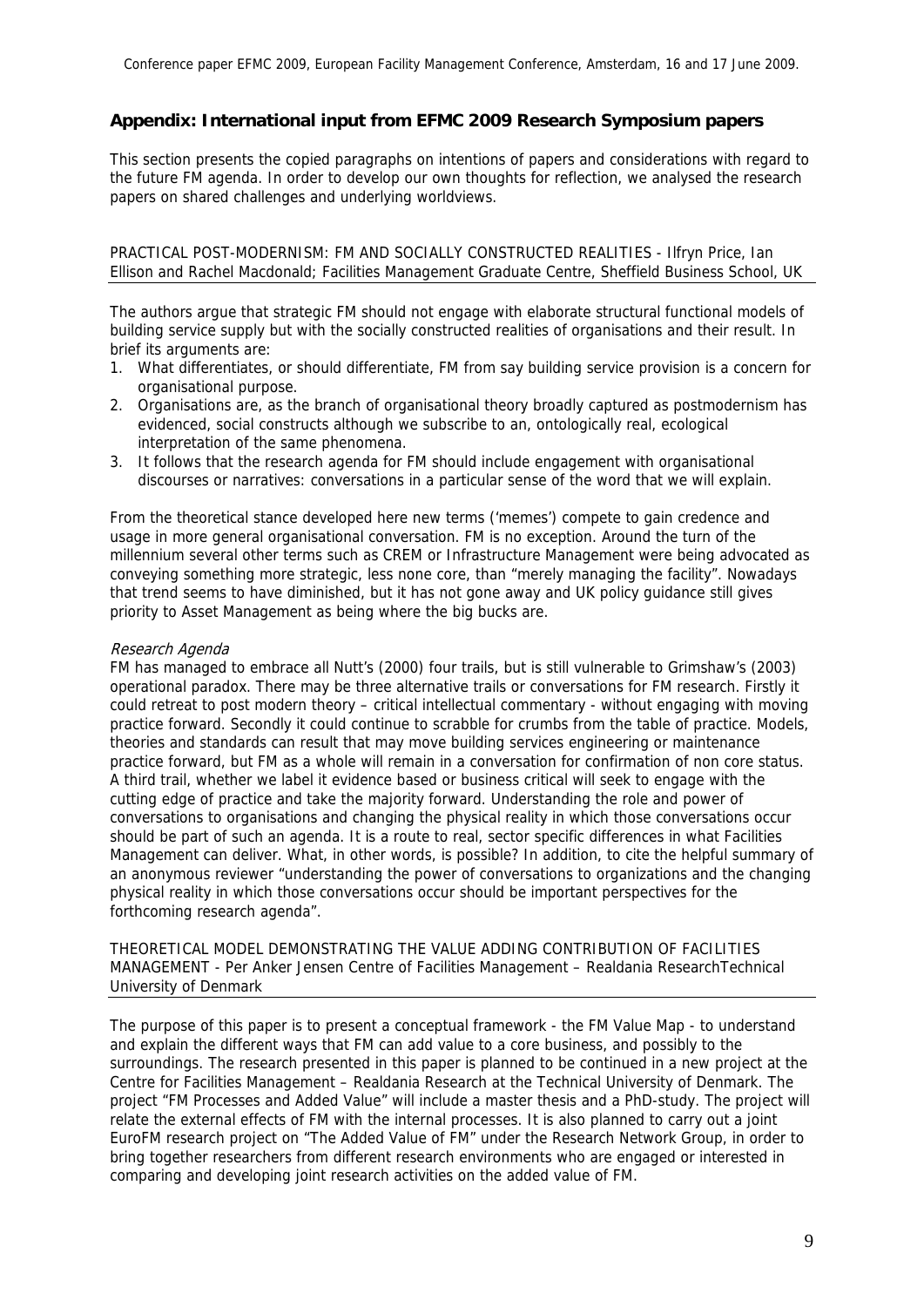## Appendix: International input from EFMC 2009 Research Symposium papers

This section presents the copied paragraphs on intentions of papers and considerations with regard to the future FM agenda. In order to develop our own thoughts for reflection, we analysed the research papers on shared challenges and underlying worldviews.

PRACTICAL POST-MODERNISM: FM AND SOCIALLY CONSTRUCTED REALITIES - Ilfryn Price, Ian Ellison and Rachel Macdonald; Facilities Management Graduate Centre, Sheffield Business School, UK

The authors argue that strategic FM should not engage with elaborate structural functional models of building service supply but with the socially constructed realities of organisations and their result. In brief its arguments are:

1. What differentiates, or should differentiate, FM from say building service provision is a concern for organisational purpose.
2. Organisations are, as the branch of organisational theory broadly captured as postmodernism has evidenced, social constructs although we subscribe to an, ontologically real, ecological interpretation of the same phenomena.
3. It follows that the research agenda for FM should include engagement with organisational discourses or narratives: conversations in a particular sense of the word that we will explain.

From the theoretical stance developed here new terms ('memes') compete to gain credence and usage in more general organisational conversation. FM is no exception. Around the turn of the millennium several other terms such as CREM or Infrastructure Management were being advocated as conveying something more strategic, less none core, than "merely managing the facility". Nowadays that trend seems to have diminished, but it has not gone away and UK policy guidance still gives priority to Asset Management as being where the big bucks are.

*Research Agenda*

FM has managed to embrace all Nutt's (2000) four trails, but is still vulnerable to Grimshaw's (2003) operational paradox. There may be three alternative trails or conversations for FM research. Firstly it could retreat to post modern theory – critical intellectual commentary - without engaging with moving practice forward. Secondly it could continue to scrabble for crumbs from the table of practice. Models, theories and standards can result that may move building services engineering or maintenance practice forward, but FM as a whole will remain in a conversation for confirmation of non core status. A third trail, whether we label it evidence based or business critical will seek to engage with the cutting edge of practice and take the majority forward. Understanding the role and power of conversations to organisations and changing the physical reality in which those conversations occur should be part of such an agenda. It is a route to real, sector specific differences in what Facilities Management can deliver. What, in other words, is possible? In addition, to cite the helpful summary of an anonymous reviewer "understanding the power of conversations to organizations and the changing physical reality in which those conversations occur should be important perspectives for the forthcoming research agenda".

THEORETICAL MODEL DEMONSTRATING THE VALUE ADDING CONTRIBUTION OF FACILITIES MANAGEMENT - Per Anker Jensen Centre of Facilities Management – Realdania ResearchTechnical University of Denmark

The purpose of this paper is to present a conceptual framework - the FM Value Map - to understand and explain the different ways that FM can add value to a core business, and possibly to the surroundings. The research presented in this paper is planned to be continued in a new project at the Centre for Facilities Management – Realdania Research at the Technical University of Denmark. The project "FM Processes and Added Value" will include a master thesis and a PhD-study. The project will relate the external effects of FM with the internal processes. It is also planned to carry out a joint EuroFM research project on "The Added Value of FM" under the Research Network Group, in order to bring together researchers from different research environments who are engaged or interested in comparing and developing joint research activities on the added value of FM.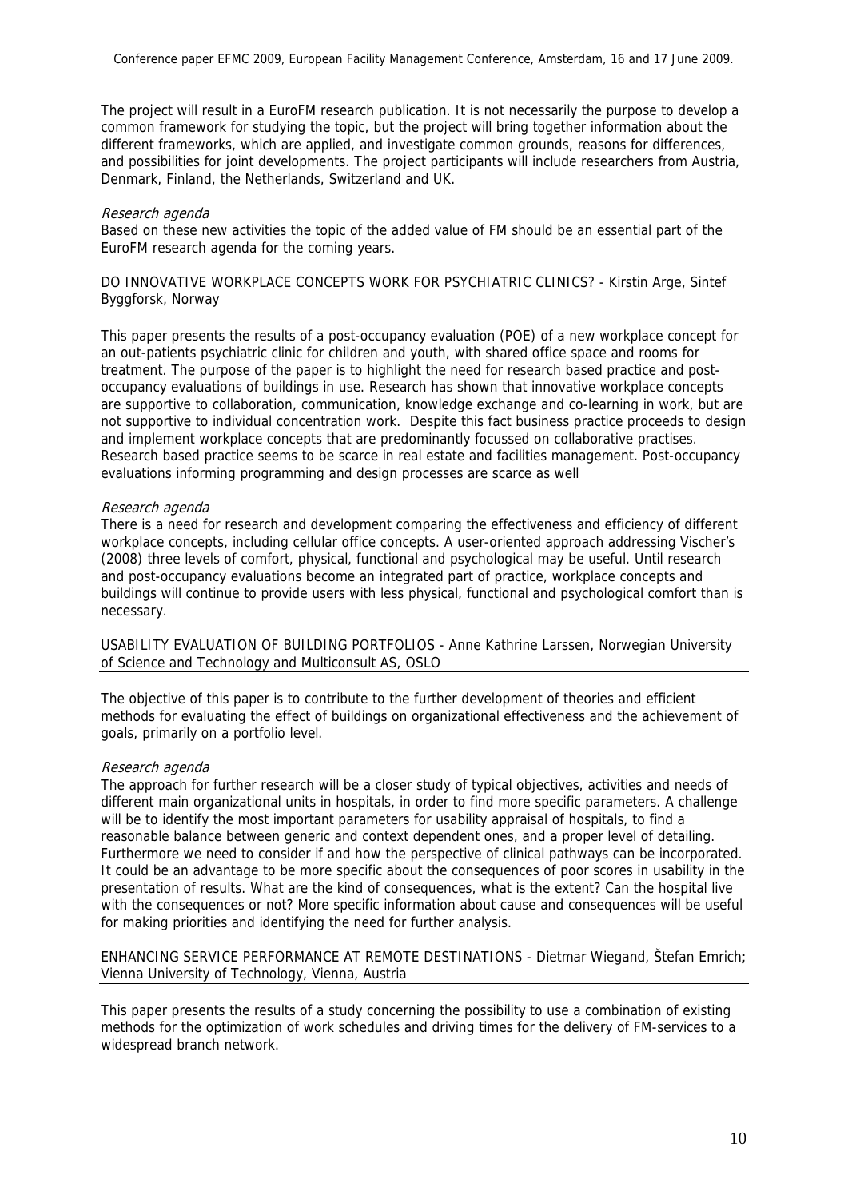The project will result in a EuroFM research publication. It is not necessarily the purpose to develop a common framework for studying the topic, but the project will bring together information about the different frameworks, which are applied, and investigate common grounds, reasons for differences, and possibilities for joint developments. The project participants will include researchers from Austria, Denmark, Finland, the Netherlands, Switzerland and UK.

*Research agenda*

Based on these new activities the topic of the added value of FM should be an essential part of the EuroFM research agenda for the coming years.

DO INNOVATIVE WORKPLACE CONCEPTS WORK FOR PSYCHIATRIC CLINICS? - Kirstin Arge, Sintef Byggforsk, Norway

This paper presents the results of a post-occupancy evaluation (POE) of a new workplace concept for an out-patients psychiatric clinic for children and youth, with shared office space and rooms for treatment. The purpose of the paper is to highlight the need for research based practice and post-occupancy evaluations of buildings in use. Research has shown that innovative workplace concepts are supportive to collaboration, communication, knowledge exchange and co-learning in work, but are not supportive to individual concentration work. Despite this fact business practice proceeds to design and implement workplace concepts that are predominantly focussed on collaborative practises. Research based practice seems to be scarce in real estate and facilities management. Post-occupancy evaluations informing programming and design processes are scarce as well

*Research agenda*

There is a need for research and development comparing the effectiveness and efficiency of different workplace concepts, including cellular office concepts. A user-oriented approach addressing Vischer's (2008) three levels of comfort, physical, functional and psychological may be useful. Until research and post-occupancy evaluations become an integrated part of practice, workplace concepts and buildings will continue to provide users with less physical, functional and psychological comfort than is necessary.

USABILITY EVALUATION OF BUILDING PORTFOLIOS - Anne Kathrine Larssen, Norwegian University of Science and Technology and Multiconsult AS, OSLO

The objective of this paper is to contribute to the further development of theories and efficient methods for evaluating the effect of buildings on organizational effectiveness and the achievement of goals, primarily on a portfolio level.

*Research agenda*

The approach for further research will be a closer study of typical objectives, activities and needs of different main organizational units in hospitals, in order to find more specific parameters. A challenge will be to identify the most important parameters for usability appraisal of hospitals, to find a reasonable balance between generic and context dependent ones, and a proper level of detailing. Furthermore we need to consider if and how the perspective of clinical pathways can be incorporated. It could be an advantage to be more specific about the consequences of poor scores in usability in the presentation of results. What are the kind of consequences, what is the extent? Can the hospital live with the consequences or not? More specific information about cause and consequences will be useful for making priorities and identifying the need for further analysis.

ENHANCING SERVICE PERFORMANCE AT REMOTE DESTINATIONS - Dietmar Wiegand, Štefan Emrich; Vienna University of Technology, Vienna, Austria

This paper presents the results of a study concerning the possibility to use a combination of existing methods for the optimization of work schedules and driving times for the delivery of FM-services to a widespread branch network.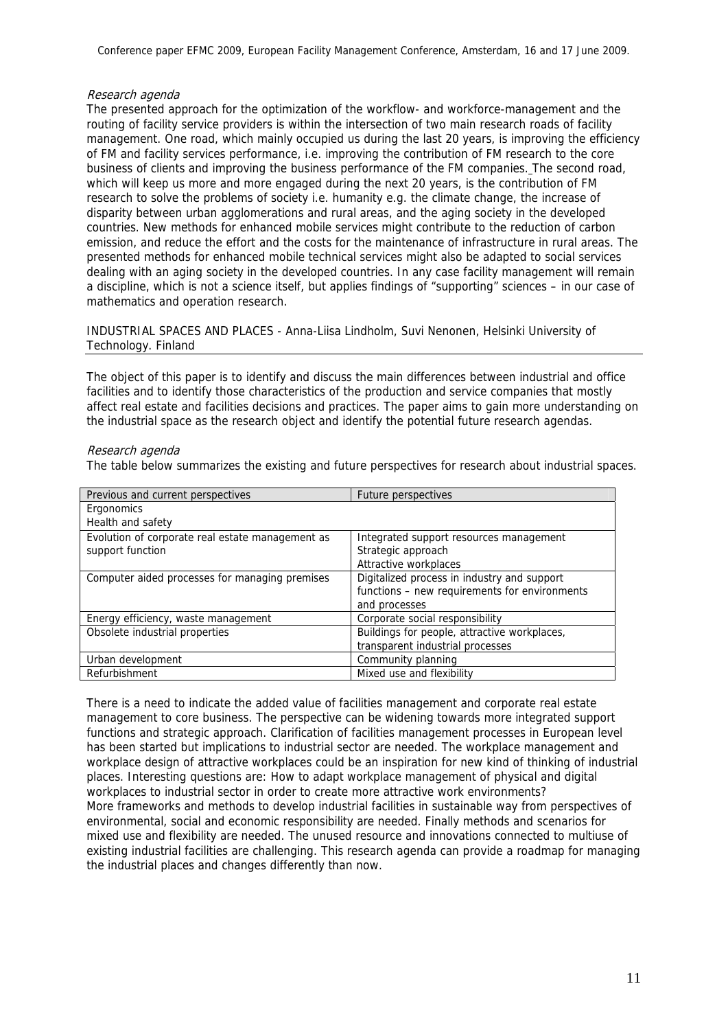*Research agenda*

The presented approach for the optimization of the workflow- and workforce-management and the routing of facility service providers is within the intersection of two main research roads of facility management. One road, which mainly occupied us during the last 20 years, is improving the efficiency of FM and facility services performance, i.e. improving the contribution of FM research to the core business of clients and improving the business performance of the FM companies. The second road, which will keep us more and more engaged during the next 20 years, is the contribution of FM research to solve the problems of society i.e. humanity e.g. the climate change, the increase of disparity between urban agglomerations and rural areas, and the aging society in the developed countries. New methods for enhanced mobile services might contribute to the reduction of carbon emission, and reduce the effort and the costs for the maintenance of infrastructure in rural areas. The presented methods for enhanced mobile technical services might also be adapted to social services dealing with an aging society in the developed countries. In any case facility management will remain a discipline, which is not a science itself, but applies findings of "supporting" sciences – in our case of mathematics and operation research.

INDUSTRIAL SPACES AND PLACES - Anna-Liisa Lindholm, Suvi Nenonen, Helsinki University of Technology. Finland

The object of this paper is to identify and discuss the main differences between industrial and office facilities and to identify those characteristics of the production and service companies that mostly affect real estate and facilities decisions and practices. The paper aims to gain more understanding on the industrial space as the research object and identify the potential future research agendas.

*Research agenda*

The table below summarizes the existing and future perspectives for research about industrial spaces.

| Previous and current perspectives | Future perspectives |
|---|---|
| Ergonomics<br>Health and safety | |
| Evolution of corporate real estate management as support function | Integrated support resources management<br>Strategic approach<br>Attractive workplaces |
| Computer aided processes for managing premises | Digitalized process in industry and support functions – new requirements for environments and processes |
| Energy efficiency, waste management | Corporate social responsibility |
| Obsolete industrial properties | Buildings for people, attractive workplaces, transparent industrial processes |
| Urban development | Community planning |
| Refurbishment | Mixed use and flexibility |

There is a need to indicate the added value of facilities management and corporate real estate management to core business. The perspective can be widening towards more integrated support functions and strategic approach. Clarification of facilities management processes in European level has been started but implications to industrial sector are needed. The workplace management and workplace design of attractive workplaces could be an inspiration for new kind of thinking of industrial places. Interesting questions are: How to adapt workplace management of physical and digital workplaces to industrial sector in order to create more attractive work environments?

More frameworks and methods to develop industrial facilities in sustainable way from perspectives of environmental, social and economic responsibility are needed. Finally methods and scenarios for mixed use and flexibility are needed. The unused resource and innovations connected to multiuse of existing industrial facilities are challenging. This research agenda can provide a roadmap for managing the industrial places and changes differently than now.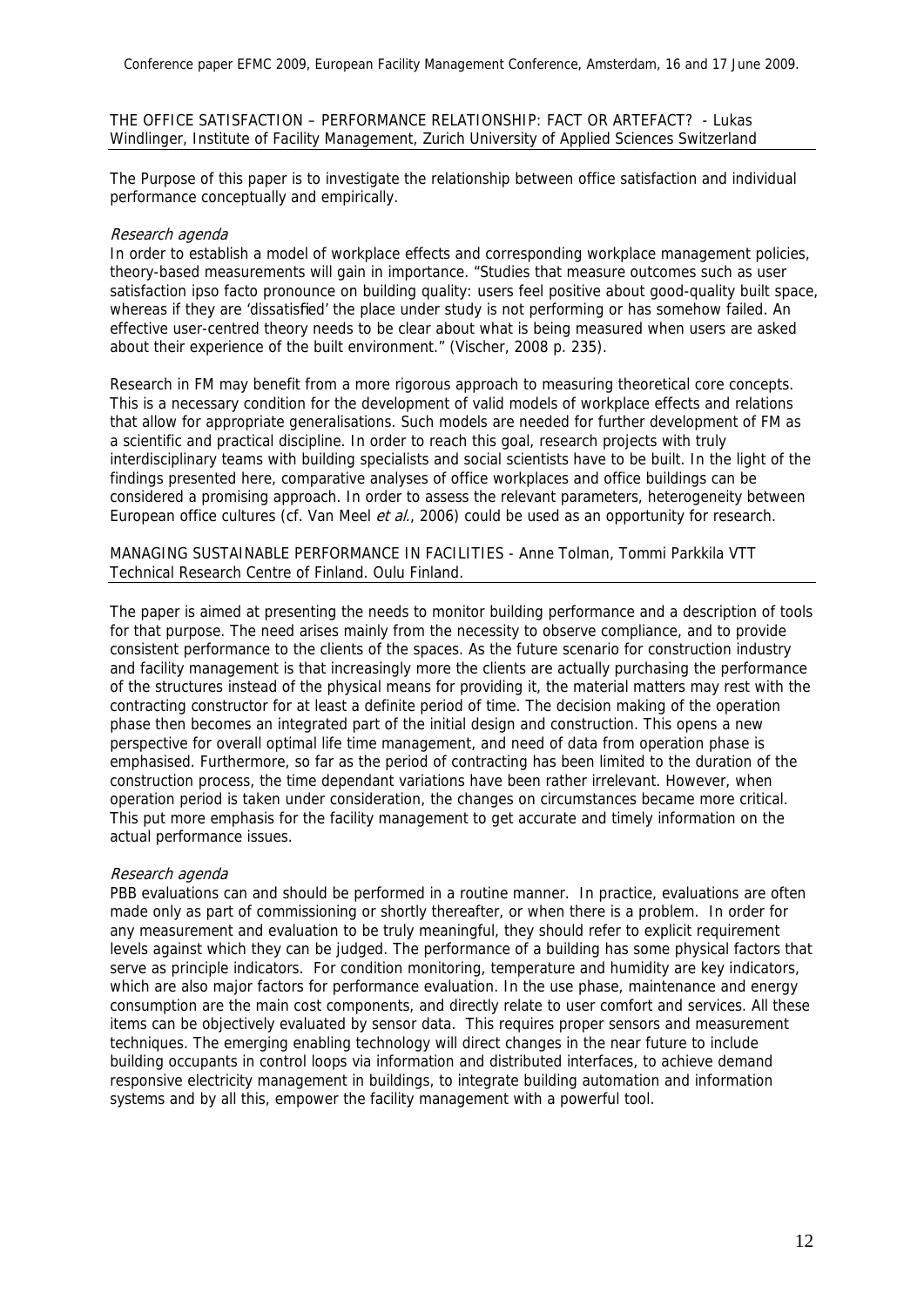THE OFFICE SATISFACTION – PERFORMANCE RELATIONSHIP: FACT OR ARTEFACT? - Lukas Windlinger, Institute of Facility Management, Zurich University of Applied Sciences Switzerland

The Purpose of this paper is to investigate the relationship between office satisfaction and individual performance conceptually and empirically.

*Research agenda*

In order to establish a model of workplace effects and corresponding workplace management policies, theory-based measurements will gain in importance. "Studies that measure outcomes such as user satisfaction ipso facto pronounce on building quality: users feel positive about good-quality built space, whereas if they are 'dissatisfied' the place under study is not performing or has somehow failed. An effective user-centred theory needs to be clear about what is being measured when users are asked about their experience of the built environment." (Vischer, 2008 p. 235).

Research in FM may benefit from a more rigorous approach to measuring theoretical core concepts. This is a necessary condition for the development of valid models of workplace effects and relations that allow for appropriate generalisations. Such models are needed for further development of FM as a scientific and practical discipline. In order to reach this goal, research projects with truly interdisciplinary teams with building specialists and social scientists have to be built. In the light of the findings presented here, comparative analyses of office workplaces and office buildings can be considered a promising approach. In order to assess the relevant parameters, heterogeneity between European office cultures (cf. Van Meel *et al.*, 2006) could be used as an opportunity for research.

MANAGING SUSTAINABLE PERFORMANCE IN FACILITIES - Anne Tolman, Tommi Parkkila VTT Technical Research Centre of Finland. Oulu Finland.

The paper is aimed at presenting the needs to monitor building performance and a description of tools for that purpose. The need arises mainly from the necessity to observe compliance, and to provide consistent performance to the clients of the spaces. As the future scenario for construction industry and facility management is that increasingly more the clients are actually purchasing the performance of the structures instead of the physical means for providing it, the material matters may rest with the contracting constructor for at least a definite period of time. The decision making of the operation phase then becomes an integrated part of the initial design and construction. This opens a new perspective for overall optimal life time management, and need of data from operation phase is emphasised. Furthermore, so far as the period of contracting has been limited to the duration of the construction process, the time dependant variations have been rather irrelevant. However, when operation period is taken under consideration, the changes on circumstances became more critical. This put more emphasis for the facility management to get accurate and timely information on the actual performance issues.

*Research agenda*

PBB evaluations can and should be performed in a routine manner. In practice, evaluations are often made only as part of commissioning or shortly thereafter, or when there is a problem. In order for any measurement and evaluation to be truly meaningful, they should refer to explicit requirement levels against which they can be judged. The performance of a building has some physical factors that serve as principle indicators. For condition monitoring, temperature and humidity are key indicators, which are also major factors for performance evaluation. In the use phase, maintenance and energy consumption are the main cost components, and directly relate to user comfort and services. All these items can be objectively evaluated by sensor data. This requires proper sensors and measurement techniques. The emerging enabling technology will direct changes in the near future to include building occupants in control loops via information and distributed interfaces, to achieve demand responsive electricity management in buildings, to integrate building automation and information systems and by all this, empower the facility management with a powerful tool.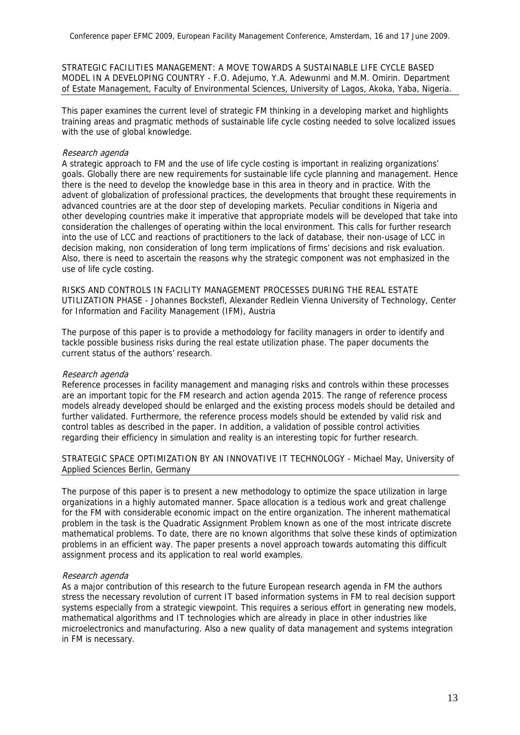STRATEGIC FACILITIES MANAGEMENT: A MOVE TOWARDS A SUSTAINABLE LIFE CYCLE BASED MODEL IN A DEVELOPING COUNTRY - F.O. Adejumo, Y.A. Adewunmi and M.M. Omirin. Department of Estate Management, Faculty of Environmental Sciences, University of Lagos, Akoka, Yaba, Nigeria.

This paper examines the current level of strategic FM thinking in a developing market and highlights training areas and pragmatic methods of sustainable life cycle costing needed to solve localized issues with the use of global knowledge.

*Research agenda*

A strategic approach to FM and the use of life cycle costing is important in realizing organizations' goals. Globally there are new requirements for sustainable life cycle planning and management. Hence there is the need to develop the knowledge base in this area in theory and in practice. With the advent of globalization of professional practices, the developments that brought these requirements in advanced countries are at the door step of developing markets. Peculiar conditions in Nigeria and other developing countries make it imperative that appropriate models will be developed that take into consideration the challenges of operating within the local environment. This calls for further research into the use of LCC and reactions of practitioners to the lack of database, their non-usage of LCC in decision making, non consideration of long term implications of firms' decisions and risk evaluation. Also, there is need to ascertain the reasons why the strategic component was not emphasized in the use of life cycle costing.

RISKS AND CONTROLS IN FACILITY MANAGEMENT PROCESSES DURING THE REAL ESTATE UTILIZATION PHASE - Johannes Bockstefl, Alexander Redlein Vienna University of Technology, Center for Information and Facility Management (IFM), Austria

The purpose of this paper is to provide a methodology for facility managers in order to identify and tackle possible business risks during the real estate utilization phase. The paper documents the current status of the authors' research.

*Research agenda*

Reference processes in facility management and managing risks and controls within these processes are an important topic for the FM research and action agenda 2015. The range of reference process models already developed should be enlarged and the existing process models should be detailed and further validated. Furthermore, the reference process models should be extended by valid risk and control tables as described in the paper. In addition, a validation of possible control activities regarding their efficiency in simulation and reality is an interesting topic for further research.

STRATEGIC SPACE OPTIMIZATION BY AN INNOVATIVE IT TECHNOLOGY - Michael May, University of Applied Sciences Berlin, Germany

The purpose of this paper is to present a new methodology to optimize the space utilization in large organizations in a highly automated manner. Space allocation is a tedious work and great challenge for the FM with considerable economic impact on the entire organization. The inherent mathematical problem in the task is the Quadratic Assignment Problem known as one of the most intricate discrete mathematical problems. To date, there are no known algorithms that solve these kinds of optimization problems in an efficient way. The paper presents a novel approach towards automating this difficult assignment process and its application to real world examples.

*Research agenda*

As a major contribution of this research to the future European research agenda in FM the authors stress the necessary revolution of current IT based information systems in FM to real decision support systems especially from a strategic viewpoint. This requires a serious effort in generating new models, mathematical algorithms and IT technologies which are already in place in other industries like microelectronics and manufacturing. Also a new quality of data management and systems integration in FM is necessary.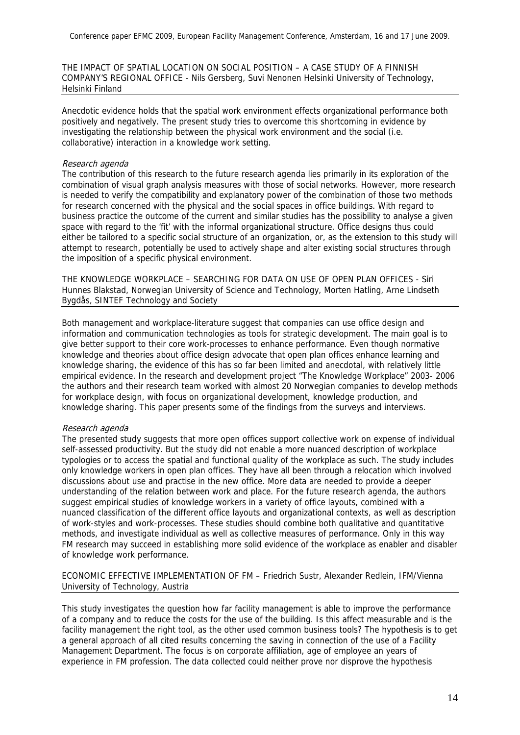THE IMPACT OF SPATIAL LOCATION ON SOCIAL POSITION – A CASE STUDY OF A FINNISH COMPANY'S REGIONAL OFFICE - Nils Gersberg, Suvi Nenonen Helsinki University of Technology, Helsinki Finland

Anecdotic evidence holds that the spatial work environment effects organizational performance both positively and negatively. The present study tries to overcome this shortcoming in evidence by investigating the relationship between the physical work environment and the social (i.e. collaborative) interaction in a knowledge work setting.

*Research agenda*

The contribution of this research to the future research agenda lies primarily in its exploration of the combination of visual graph analysis measures with those of social networks. However, more research is needed to verify the compatibility and explanatory power of the combination of those two methods for research concerned with the physical and the social spaces in office buildings. With regard to business practice the outcome of the current and similar studies has the possibility to analyse a given space with regard to the 'fit' with the informal organizational structure. Office designs thus could either be tailored to a specific social structure of an organization, or, as the extension to this study will attempt to research, potentially be used to actively shape and alter existing social structures through the imposition of a specific physical environment.

THE KNOWLEDGE WORKPLACE – SEARCHING FOR DATA ON USE OF OPEN PLAN OFFICES - Siri Hunnes Blakstad, Norwegian University of Science and Technology, Morten Hatling, Arne Lindseth Bygdås, SINTEF Technology and Society

Both management and workplace-literature suggest that companies can use office design and information and communication technologies as tools for strategic development. The main goal is to give better support to their core work-processes to enhance performance. Even though normative knowledge and theories about office design advocate that open plan offices enhance learning and knowledge sharing, the evidence of this has so far been limited and anecdotal, with relatively little empirical evidence. In the research and development project "The Knowledge Workplace" 2003- 2006 the authors and their research team worked with almost 20 Norwegian companies to develop methods for workplace design, with focus on organizational development, knowledge production, and knowledge sharing. This paper presents some of the findings from the surveys and interviews.

*Research agenda*

The presented study suggests that more open offices support collective work on expense of individual self-assessed productivity. But the study did not enable a more nuanced description of workplace typologies or to access the spatial and functional quality of the workplace as such. The study includes only knowledge workers in open plan offices. They have all been through a relocation which involved discussions about use and practise in the new office. More data are needed to provide a deeper understanding of the relation between work and place. For the future research agenda, the authors suggest empirical studies of knowledge workers in a variety of office layouts, combined with a nuanced classification of the different office layouts and organizational contexts, as well as description of work-styles and work-processes. These studies should combine both qualitative and quantitative methods, and investigate individual as well as collective measures of performance. Only in this way FM research may succeed in establishing more solid evidence of the workplace as enabler and disabler of knowledge work performance.

ECONOMIC EFFECTIVE IMPLEMENTATION OF FM – Friedrich Sustr, Alexander Redlein, IFM/Vienna University of Technology, Austria

This study investigates the question how far facility management is able to improve the performance of a company and to reduce the costs for the use of the building. Is this affect measurable and is the facility management the right tool, as the other used common business tools? The hypothesis is to get a general approach of all cited results concerning the saving in connection of the use of a Facility Management Department. The focus is on corporate affiliation, age of employee an years of experience in FM profession. The data collected could neither prove nor disprove the hypothesis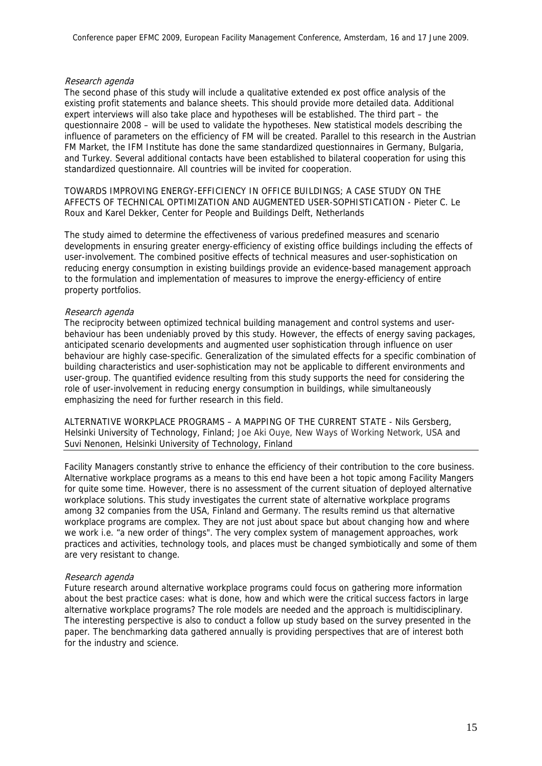*Research agenda*

The second phase of this study will include a qualitative extended ex post office analysis of the existing profit statements and balance sheets. This should provide more detailed data. Additional expert interviews will also take place and hypotheses will be established. The third part – the questionnaire 2008 – will be used to validate the hypotheses. New statistical models describing the influence of parameters on the efficiency of FM will be created. Parallel to this research in the Austrian FM Market, the IFM Institute has done the same standardized questionnaires in Germany, Bulgaria, and Turkey. Several additional contacts have been established to bilateral cooperation for using this standardized questionnaire. All countries will be invited for cooperation.

TOWARDS IMPROVING ENERGY-EFFICIENCY IN OFFICE BUILDINGS; A CASE STUDY ON THE AFFECTS OF TECHNICAL OPTIMIZATION AND AUGMENTED USER-SOPHISTICATION - Pieter C. Le Roux and Karel Dekker, Center for People and Buildings Delft, Netherlands

The study aimed to determine the effectiveness of various predefined measures and scenario developments in ensuring greater energy-efficiency of existing office buildings including the effects of user-involvement. The combined positive effects of technical measures and user-sophistication on reducing energy consumption in existing buildings provide an evidence-based management approach to the formulation and implementation of measures to improve the energy-efficiency of entire property portfolios.

*Research agenda*

The reciprocity between optimized technical building management and control systems and user-behaviour has been undeniably proved by this study. However, the effects of energy saving packages, anticipated scenario developments and augmented user sophistication through influence on user behaviour are highly case-specific. Generalization of the simulated effects for a specific combination of building characteristics and user-sophistication may not be applicable to different environments and user-group. The quantified evidence resulting from this study supports the need for considering the role of user-involvement in reducing energy consumption in buildings, while simultaneously emphasizing the need for further research in this field.

ALTERNATIVE WORKPLACE PROGRAMS – A MAPPING OF THE CURRENT STATE - Nils Gersberg, Helsinki University of Technology, Finland; Joe Aki Ouye, New Ways of Working Network, USA and Suvi Nenonen, Helsinki University of Technology, Finland

Facility Managers constantly strive to enhance the efficiency of their contribution to the core business. Alternative workplace programs as a means to this end have been a hot topic among Facility Mangers for quite some time. However, there is no assessment of the current situation of deployed alternative workplace solutions. This study investigates the current state of alternative workplace programs among 32 companies from the USA, Finland and Germany. The results remind us that alternative workplace programs are complex. They are not just about space but about changing how and where we work i.e. "a new order of things". The very complex system of management approaches, work practices and activities, technology tools, and places must be changed symbiotically and some of them are very resistant to change.

*Research agenda*

Future research around alternative workplace programs could focus on gathering more information about the best practice cases: what is done, how and which were the critical success factors in large alternative workplace programs? The role models are needed and the approach is multidisciplinary. The interesting perspective is also to conduct a follow up study based on the survey presented in the paper. The benchmarking data gathered annually is providing perspectives that are of interest both for the industry and science.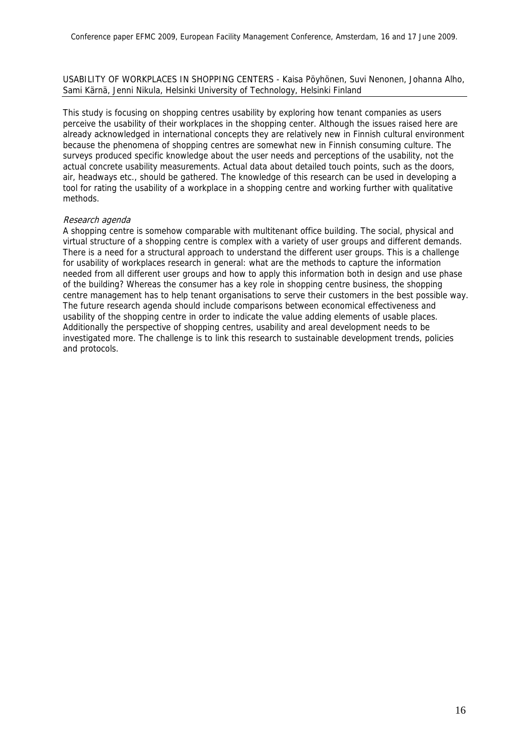USABILITY OF WORKPLACES IN SHOPPING CENTERS - Kaisa Pöyhönen, Suvi Nenonen, Johanna Alho, Sami Kärnä, Jenni Nikula, Helsinki University of Technology, Helsinki Finland

This study is focusing on shopping centres usability by exploring how tenant companies as users perceive the usability of their workplaces in the shopping center. Although the issues raised here are already acknowledged in international concepts they are relatively new in Finnish cultural environment because the phenomena of shopping centres are somewhat new in Finnish consuming culture. The surveys produced specific knowledge about the user needs and perceptions of the usability, not the actual concrete usability measurements. Actual data about detailed touch points, such as the doors, air, headways etc., should be gathered. The knowledge of this research can be used in developing a tool for rating the usability of a workplace in a shopping centre and working further with qualitative methods.

*Research agenda*

A shopping centre is somehow comparable with multitenant office building. The social, physical and virtual structure of a shopping centre is complex with a variety of user groups and different demands. There is a need for a structural approach to understand the different user groups. This is a challenge for usability of workplaces research in general: what are the methods to capture the information needed from all different user groups and how to apply this information both in design and use phase of the building? Whereas the consumer has a key role in shopping centre business, the shopping centre management has to help tenant organisations to serve their customers in the best possible way. The future research agenda should include comparisons between economical effectiveness and usability of the shopping centre in order to indicate the value adding elements of usable places. Additionally the perspective of shopping centres, usability and areal development needs to be investigated more. The challenge is to link this research to sustainable development trends, policies and protocols.